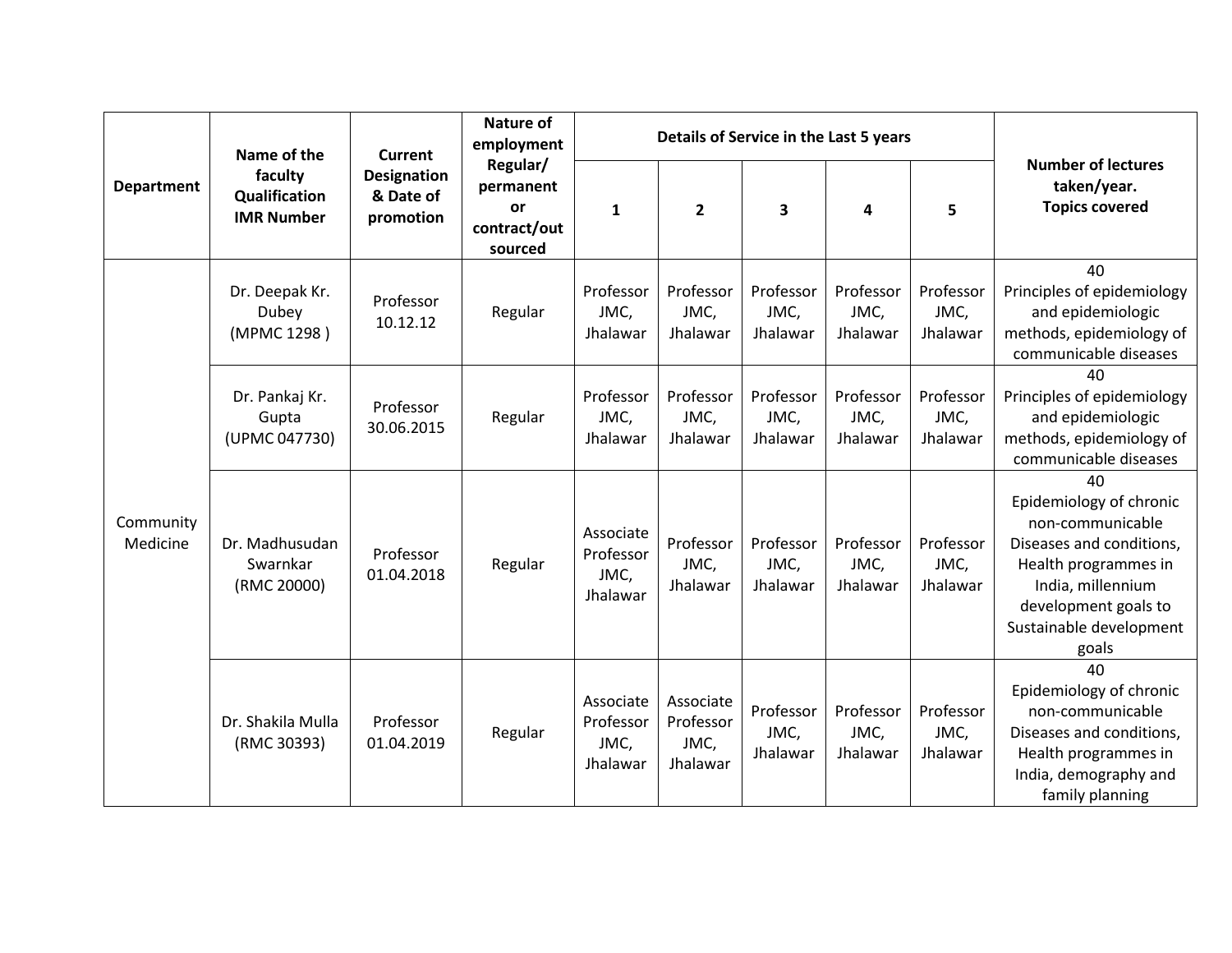| Department | Name of the faculty Qualification IMR Number | Current Designation & Date of promotion | Nature of employment Regular/ permanent or contract/out sourced | Details of Service in the Last 5 years | | | | | Number of lectures taken/year. Topics covered |
|---|---|---|---|---|---|---|---|---|---|
| | | | | 1 | 2 | 3 | 4 | 5 | |
| Community Medicine | Dr. Deepak Kr. Dubey (MPMC 1298 ) | Professor 10.12.12 | Regular | Professor JMC, Jhalawar | Professor JMC, Jhalawar | Professor JMC, Jhalawar | Professor JMC, Jhalawar | Professor JMC, Jhalawar | 40 Principles of epidemiology and epidemiologic methods, epidemiology of communicable diseases |
| | Dr. Pankaj Kr. Gupta (UPMC 047730) | Professor 30.06.2015 | Regular | Professor JMC, Jhalawar | Professor JMC, Jhalawar | Professor JMC, Jhalawar | Professor JMC, Jhalawar | Professor JMC, Jhalawar | 40 Principles of epidemiology and epidemiologic methods, epidemiology of communicable diseases |
| | Dr. Madhusudan Swarnkar (RMC 20000) | Professor 01.04.2018 | Regular | Associate Professor JMC, Jhalawar | Professor JMC, Jhalawar | Professor JMC, Jhalawar | Professor JMC, Jhalawar | Professor JMC, Jhalawar | 40 Epidemiology of chronic non-communicable Diseases and conditions, Health programmes in India, millennium development goals to Sustainable development goals |
| | Dr. Shakila Mulla (RMC 30393) | Professor 01.04.2019 | Regular | Associate Professor JMC, Jhalawar | Associate Professor JMC, Jhalawar | Professor JMC, Jhalawar | Professor JMC, Jhalawar | Professor JMC, Jhalawar | 40 Epidemiology of chronic non-communicable Diseases and conditions, Health programmes in India, demography and family planning |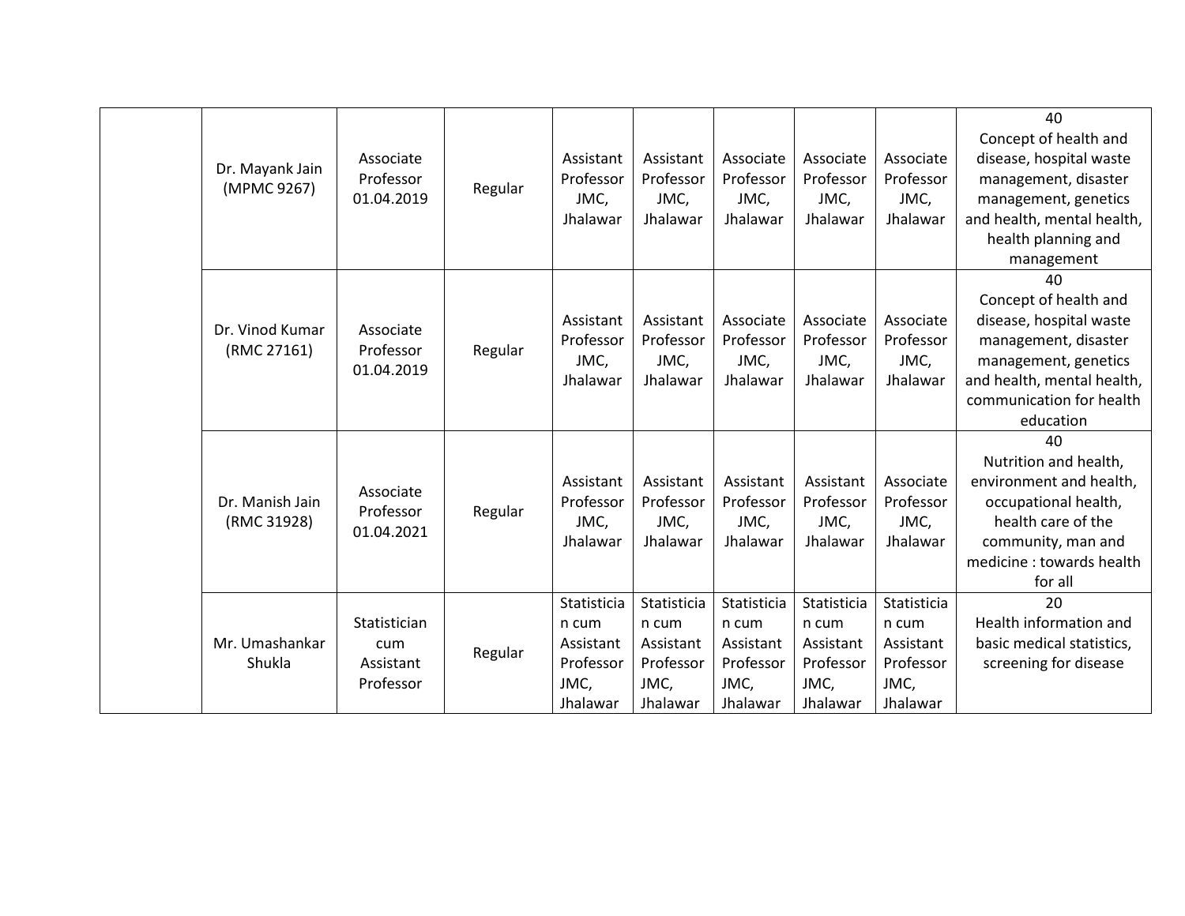| | | | | | | | | | |
|---|---|---|---|---|---|---|---|---|---|
| | Dr. Mayank Jain (MPMC 9267) | Associate Professor 01.04.2019 | Regular | Assistant Professor JMC, Jhalawar | Assistant Professor JMC, Jhalawar | Associate Professor JMC, Jhalawar | Associate Professor JMC, Jhalawar | Associate Professor JMC, Jhalawar | 40 Concept of health and disease, hospital waste management, disaster management, genetics and health, mental health, health planning and management |
| | Dr. Vinod Kumar (RMC 27161) | Associate Professor 01.04.2019 | Regular | Assistant Professor JMC, Jhalawar | Assistant Professor JMC, Jhalawar | Associate Professor JMC, Jhalawar | Associate Professor JMC, Jhalawar | Associate Professor JMC, Jhalawar | 40 Concept of health and disease, hospital waste management, disaster management, genetics and health, mental health, communication for health education |
| | Dr. Manish Jain (RMC 31928) | Associate Professor 01.04.2021 | Regular | Assistant Professor JMC, Jhalawar | Assistant Professor JMC, Jhalawar | Assistant Professor JMC, Jhalawar | Assistant Professor JMC, Jhalawar | Associate Professor JMC, Jhalawar | 40 Nutrition and health, environment and health, occupational health, health care of the community, man and medicine : towards health for all |
| | Mr. Umashankar Shukla | Statistician cum Assistant Professor | Regular | Statistician cum Assistant Professor JMC, Jhalawar | Statistician cum Assistant Professor JMC, Jhalawar | Statistician cum Assistant Professor JMC, Jhalawar | Statistician cum Assistant Professor JMC, Jhalawar | Statistician cum Assistant Professor JMC, Jhalawar | 20 Health information and basic medical statistics, screening for disease |